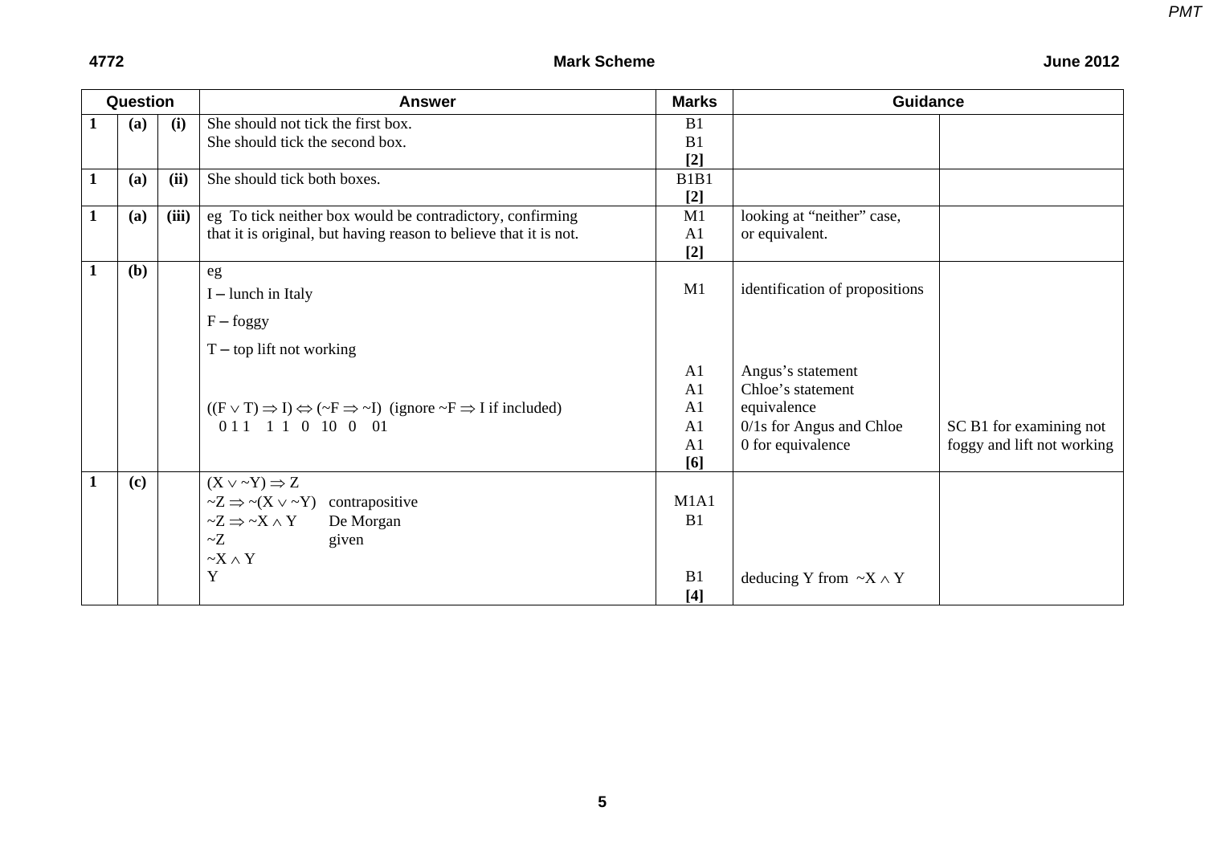| Question | | | Answer | Marks | Guidance | |
|---|---|---|---|---|---|---|
| 1 | (a) | (i) | She should not tick the first box.<br>She should tick the second box. | B1<br>B1<br>**[2]** | | |
| 1 | (a) | (ii) | She should tick both boxes. | B1B1<br>**[2]** | | |
| 1 | (a) | (iii) | eg To tick neither box would be contradictory, confirming that it is original, but having reason to believe that it is not. | M1<br>A1<br>**[2]** | looking at "neither" case, or equivalent. | |
| 1 | (b) | | eg<br>I – lunch in Italy<br>F – foggy<br>T – top lift not working<br><br>$((F \vee T) \Rightarrow I) \Leftrightarrow (\sim F \Rightarrow \sim I)$ (ignore $\sim F \Rightarrow I$ if included)<br>0 1 1 1 1 0 10 0 01 | M1<br><br><br><br>A1<br>A1<br>A1<br>A1<br>A1<br>**[6]** | identification of propositions<br><br><br><br>Angus's statement<br>Chloe's statement<br>equivalence<br>0/1s for Angus and Chloe<br>0 for equivalence | SC B1 for examining not foggy and lift not working |
| 1 | (c) | | $(X \vee \sim Y) \Rightarrow Z$<br>$\sim Z \Rightarrow \sim(X \vee \sim Y)$ contrapositive<br>$\sim Z \Rightarrow \sim X \wedge Y$ De Morgan<br>$\sim Z$ given<br>$\sim X \wedge Y$<br>$Y$ | <br>M1A1<br>B1<br><br><br>B1<br>**[4]** | <br><br><br><br><br>deducing Y from $\sim X \wedge Y$ | |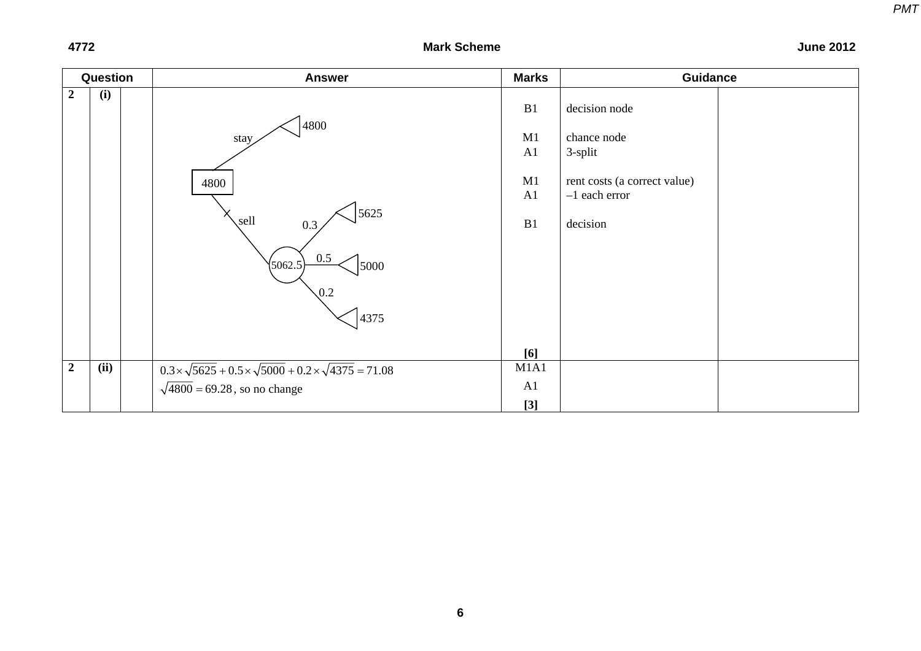| Question | | | Answer | Marks | Guidance | |
|---|---|---|---|---|---|---|
| 2 | (i) | | Decision tree: decision node (4800) with branches "stay" → 4800 and "sell" → chance node (5062.5) with branches 0.3 → 5625, 0.5 → 5000, 0.2 → 4375; "sell" branch crossed off | B1 | decision node | |
| | | | | M1 | chance node | |
| | | | | A1 | 3-split | |
| | | | | M1 | rent costs (a correct value) | |
| | | | | A1 | –1 each error | |
| | | | | B1 | decision | |
| | | | | **[6]** | | |
| 2 | (ii) | | $0.3\times\sqrt{5625}+0.5\times\sqrt{5000}+0.2\times\sqrt{4375}=71.08$ | M1A1 | | |
| | | | $\sqrt{4800}=69.28$, so no change | A1 | | |
| | | | | **[3]** | | |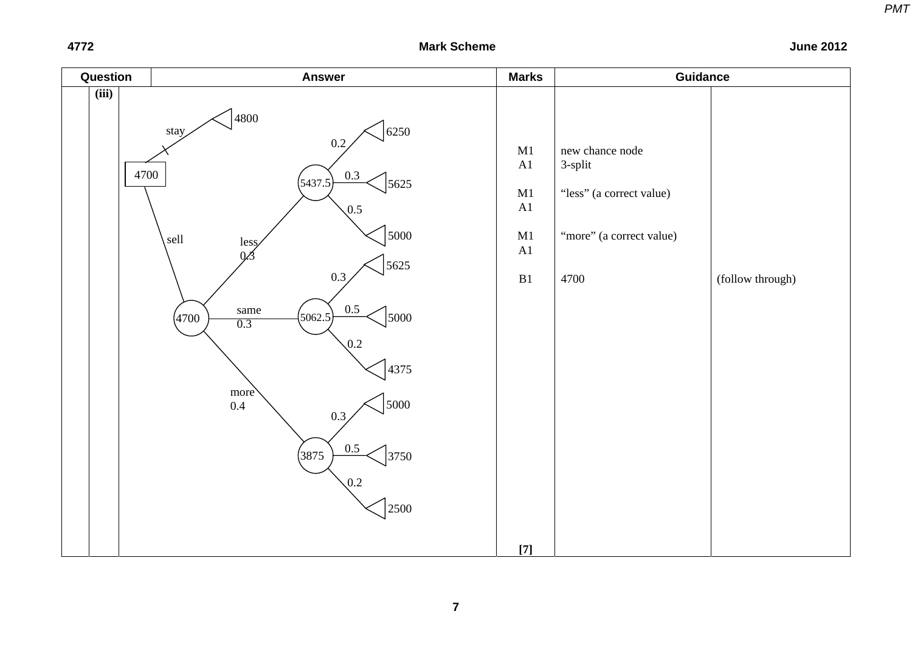| Question | | Answer | Marks | Guidance | |
|---|---|---|---|---|---|
| | (iii) | Decision tree: decision node 4700 with branches "stay" (blocked) → 4800 and "sell" → chance node 4700. Chance node 4700 branches: less 0.3 → chance node 5437.5 (0.2 → 6250; 0.3 → 5625; 0.5 → 5000); same 0.3 → chance node 5062.5 (0.3 → 5625; 0.5 → 5000; 0.2 → 4375); more 0.4 → chance node 3875 (0.3 → 5000; 0.5 → 3750; 0.2 → 2500) | M1<br>A1<br><br>M1<br>A1<br><br>M1<br>A1<br><br>B1 | new chance node<br>3-split<br><br>"less" (a correct value)<br><br><br>"more" (a correct value)<br><br><br>4700 | <br><br><br><br><br><br><br><br>(follow through) |
| | | | [7] | | |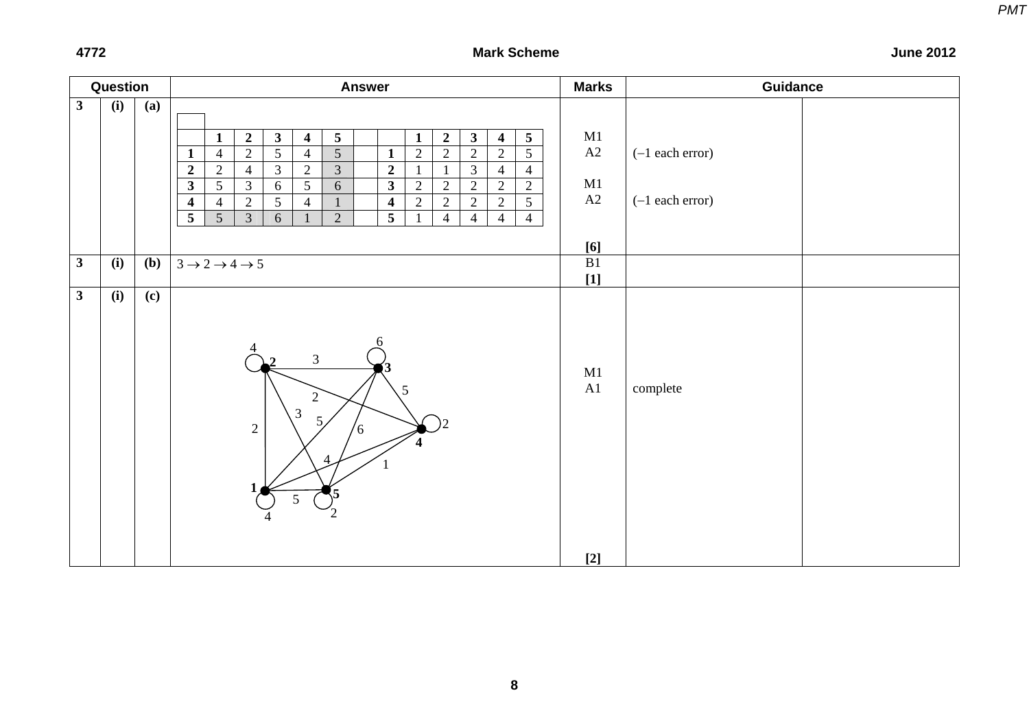| Question | | | Answer | Marks | Guidance | |
|---|---|---|---|---|---|---|
| 3 | (i) | (a) | (two tables below) | M1 A2 M1 A2 **[6]** | (–1 each error) (–1 each error) | |
| 3 | (i) | (b) | $3 \rightarrow 2 \rightarrow 4 \rightarrow 5$ | B1 **[1]** | | |
| 3 | (i) | (c) | (network diagram) | M1 A1 **[2]** | complete | |

3 (i) (a)

| | 1 | 2 | 3 | 4 | 5 |
|---|---|---|---|---|---|
| **1** | 4 | 2 | 5 | 4 | 5 |
| **2** | 2 | 4 | 3 | 2 | 3 |
| **3** | 5 | 3 | 6 | 5 | 6 |
| **4** | 4 | 2 | 5 | 4 | 1 |
| **5** | 5 | 3 | 6 | 1 | 2 |

| | 1 | 2 | 3 | 4 | 5 |
|---|---|---|---|---|---|
| **1** | 2 | 2 | 2 | 2 | 5 |
| **2** | 1 | 1 | 3 | 4 | 4 |
| **3** | 2 | 2 | 2 | 2 | 2 |
| **4** | 2 | 2 | 2 | 2 | 5 |
| **5** | 1 | 4 | 4 | 4 | 4 |

3 (i) (c)

Network with vertices 1, 2, 3, 4, 5. Edges: 1–2 (2), 1–3 (5), 1–4 (4), 1–5 (5), 2–3 (3), 2–4 (2), 2–5 (3), 3–4 (5), 3–5 (6), 4–5 (1). Loops: 1 (4), 2 (4), 3 (6), 4 (2), 5 (2).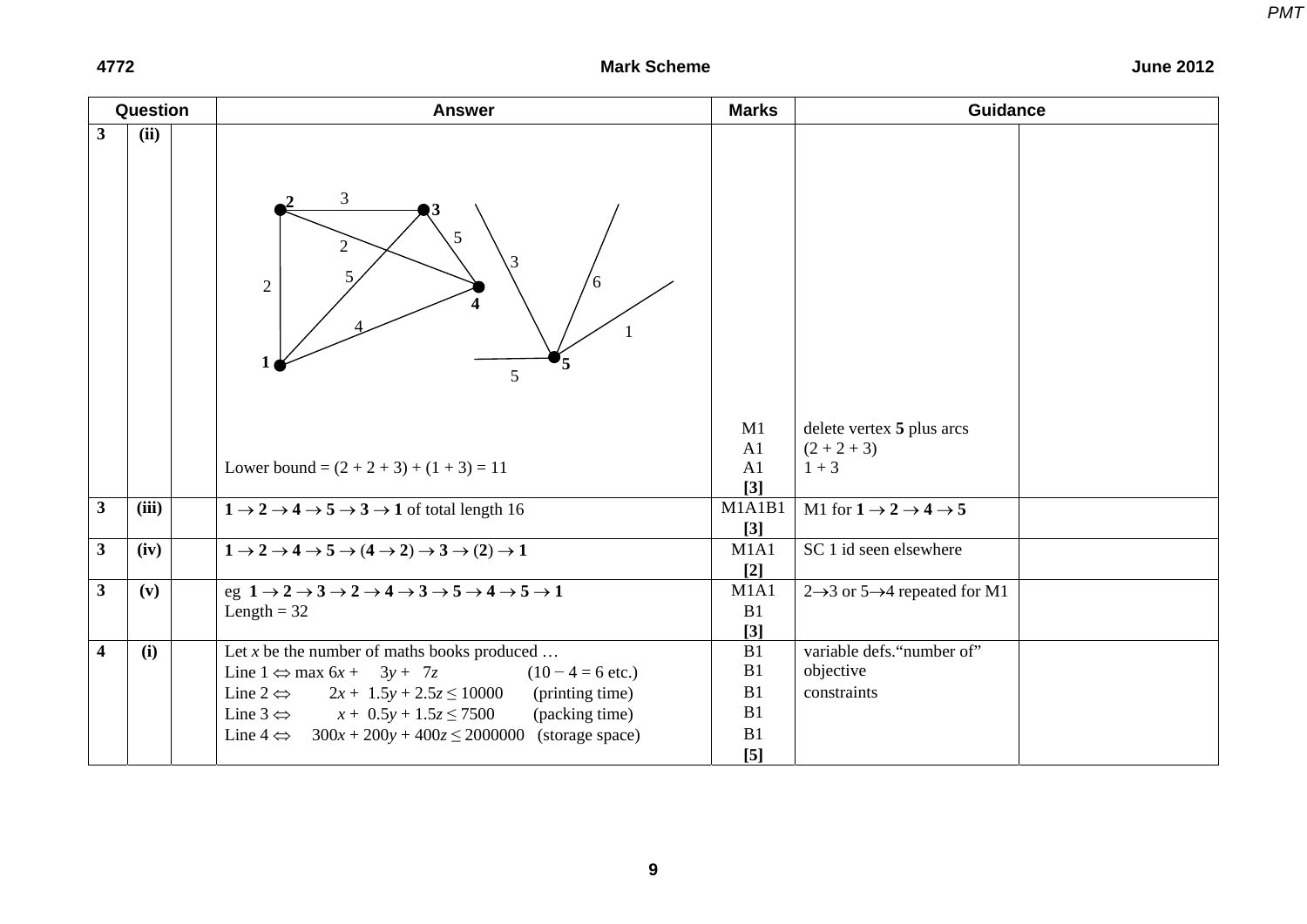| Question | | | Answer | Marks | Guidance | |
|---|---|---|---|---|---|---|
| 3 | (ii) | | Lower bound = (2 + 2 + 3) + (1 + 3) = 11 | M1<br>A1<br>A1<br>[3] | delete vertex **5** plus arcs<br>(2 + 2 + 3)<br>1 + 3 | |
| 3 | (iii) | | **1** $\rightarrow$ **2** $\rightarrow$ **4** $\rightarrow$ **5** $\rightarrow$ **3** $\rightarrow$ **1** of total length 16 | M1A1B1<br>[3] | M1 for **1** $\rightarrow$ **2** $\rightarrow$ **4** $\rightarrow$ **5** | |
| 3 | (iv) | | **1** $\rightarrow$ **2** $\rightarrow$ **4** $\rightarrow$ **5** $\rightarrow$ (**4** $\rightarrow$ **2**) $\rightarrow$ **3** $\rightarrow$ (**2**) $\rightarrow$ **1** | M1A1<br>[2] | SC 1 id seen elsewhere | |
| 3 | (v) | | eg **1** $\rightarrow$ **2** $\rightarrow$ **3** $\rightarrow$ **2** $\rightarrow$ **4** $\rightarrow$ **3** $\rightarrow$ **5** $\rightarrow$ **4** $\rightarrow$ **5** $\rightarrow$ **1**<br>Length = 32 | M1A1<br>B1<br>[3] | 2$\rightarrow$3 or 5$\rightarrow$4 repeated for M1 | |
| 4 | (i) | | Let $x$ be the number of maths books produced …<br>Line 1 $\Leftrightarrow$ max $6x + 3y + 7z$ (10 − 4 = 6 etc.)<br>Line 2 $\Leftrightarrow$ $2x + 1.5y + 2.5z \leq 10000$ (printing time)<br>Line 3 $\Leftrightarrow$ $x + 0.5y + 1.5z \leq 7500$ (packing time)<br>Line 4 $\Leftrightarrow$ $300x + 200y + 400z \leq 2000000$ (storage space) | B1<br>B1<br>B1<br>B1<br>B1<br>[5] | variable defs. "number of"<br>objective<br>constraints | |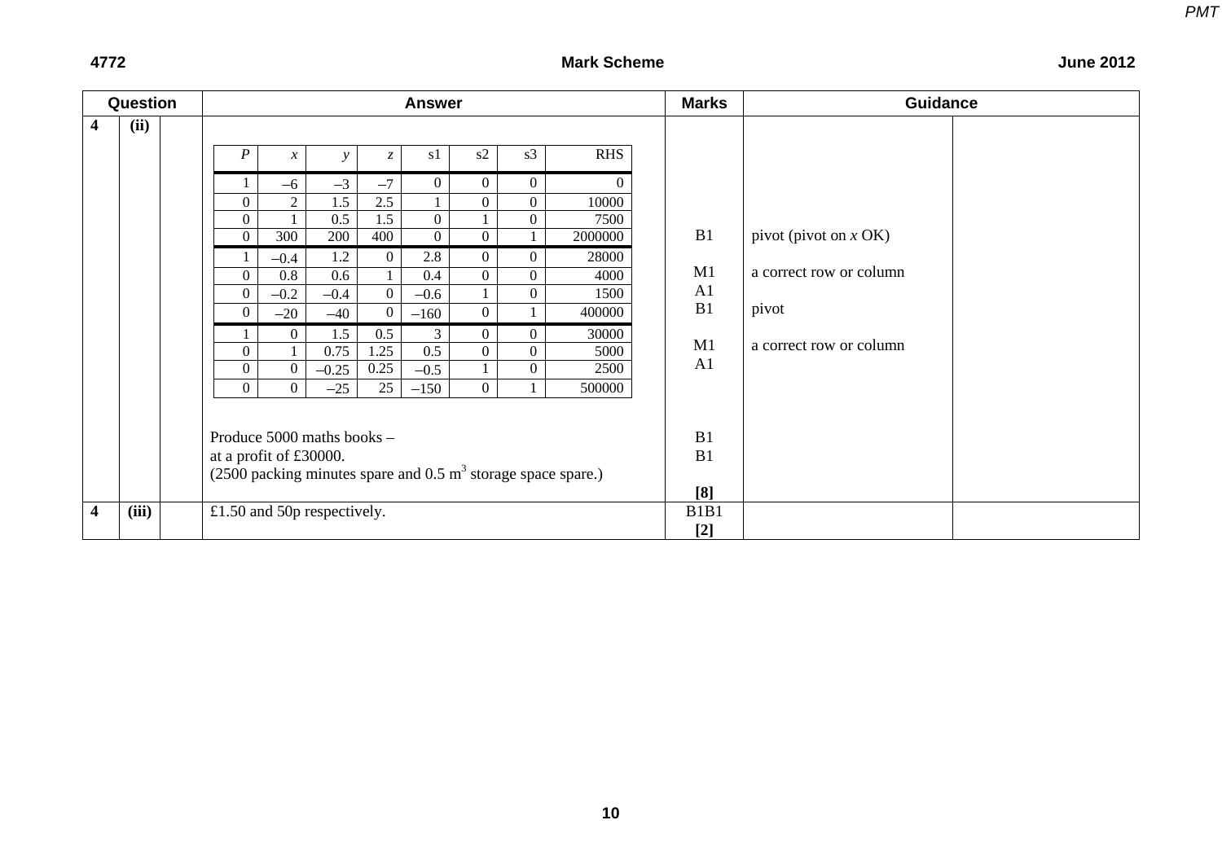| Question | | | Answer | Marks | Guidance | |
|---|---|---|---|---|---|---|
| 4 | (ii) | | (simplex tableau below) | | | |
| | | | Produce 5000 maths books – | B1 | | |
| | | | at a profit of £30000. | B1 | | |
| | | | (2500 packing minutes spare and 0.5 $m^3$ storage space spare.) | **[8]** | | |
| 4 | (iii) | | £1.50 and 50p respectively. | B1B1 **[2]** | | |

| $P$ | $x$ | $y$ | $z$ | s1 | s2 | s3 | RHS | Marks | Guidance |
|---|---|---|---|---|---|---|---|---|---|
| 1 | –6 | –3 | –7 | 0 | 0 | 0 | 0 | | |
| 0 | 2 | 1.5 | 2.5 | 1 | 0 | 0 | 10000 | | |
| 0 | 1 | 0.5 | 1.5 | 0 | 1 | 0 | 7500 | | |
| 0 | 300 | 200 | 400 | 0 | 0 | 1 | 2000000 | B1 | pivot (pivot on $x$ OK) |
| 1 | –0.4 | 1.2 | 0 | 2.8 | 0 | 0 | 28000 | | |
| 0 | 0.8 | 0.6 | 1 | 0.4 | 0 | 0 | 4000 | M1 | a correct row or column |
| 0 | –0.2 | –0.4 | 0 | –0.6 | 1 | 0 | 1500 | A1 | |
| 0 | –20 | –40 | 0 | –160 | 0 | 1 | 400000 | B1 | pivot |
| 1 | 0 | 1.5 | 0.5 | 3 | 0 | 0 | 30000 | | |
| 0 | 1 | 0.75 | 1.25 | 0.5 | 0 | 0 | 5000 | M1 | a correct row or column |
| 0 | 0 | –0.25 | 0.25 | –0.5 | 1 | 0 | 2500 | A1 | |
| 0 | 0 | –25 | 25 | –150 | 0 | 1 | 500000 | | |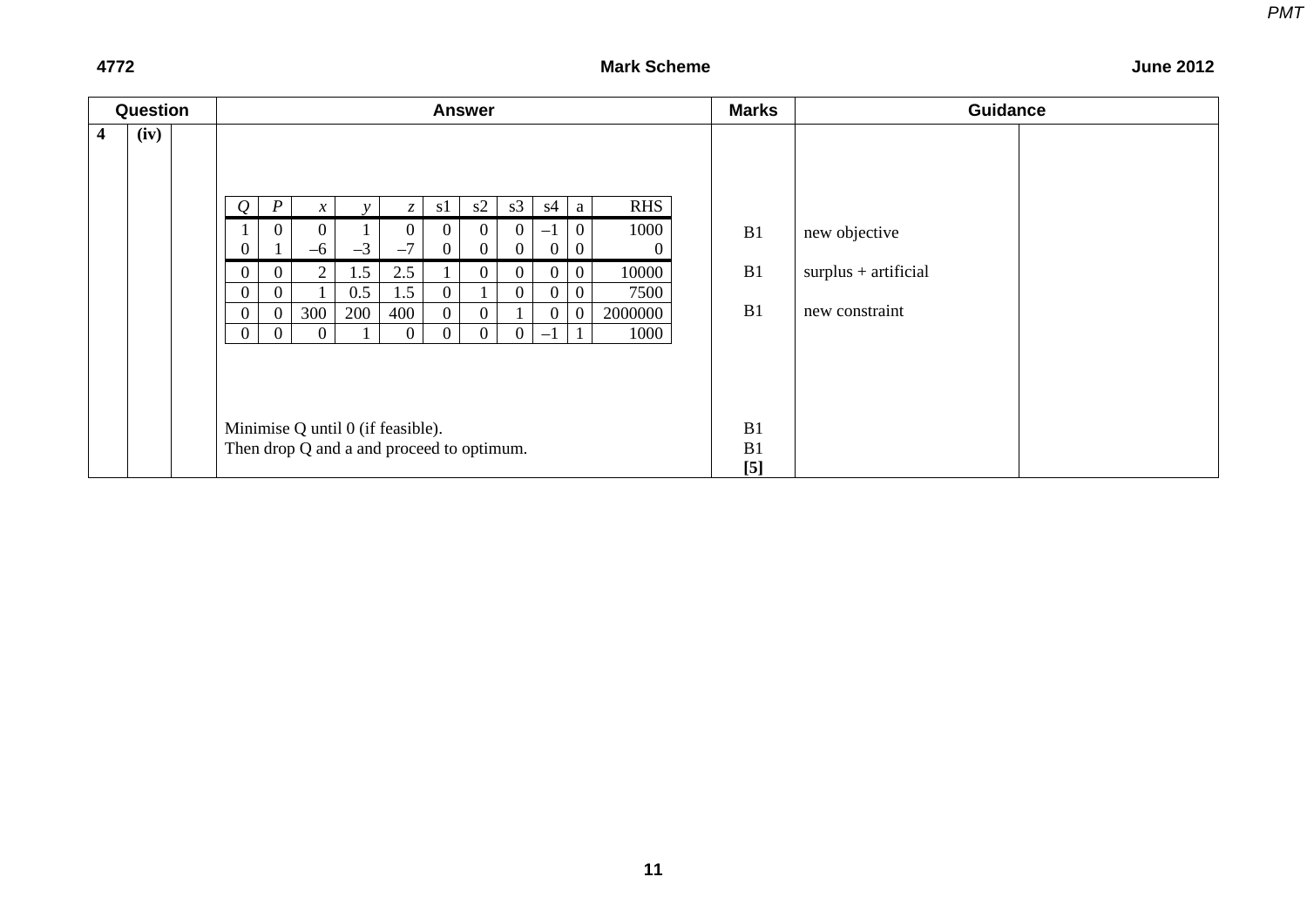| Question | | | Answer | Marks | Guidance | |
|---|---|---|---|---|---|---|
| 4 | (iv) | | | | | |

| $Q$ | $P$ | $x$ | $y$ | $z$ | s1 | s2 | s3 | s4 | a | RHS |
|---|---|---|---|---|---|---|---|---|---|---|
| 1 | 0 | 0 | 1 | 0 | 0 | 0 | 0 | –1 | 0 | 1000 |
| 0 | 1 | –6 | –3 | –7 | 0 | 0 | 0 | 0 | 0 | 0 |
| 0 | 0 | 2 | 1.5 | 2.5 | 1 | 0 | 0 | 0 | 0 | 10000 |
| 0 | 0 | 1 | 0.5 | 1.5 | 0 | 1 | 0 | 0 | 0 | 7500 |
| 0 | 0 | 300 | 200 | 400 | 0 | 0 | 1 | 0 | 0 | 2000000 |
| 0 | 0 | 0 | 1 | 0 | 0 | 0 | 0 | –1 | 1 | 1000 |

| Marks | Guidance |
|---|---|
| B1 | new objective |
| B1 | surplus + artificial |
| B1 | new constraint |

Minimise Q until 0 (if feasible). B1

Then drop Q and a and proceed to optimum. B1

[5]